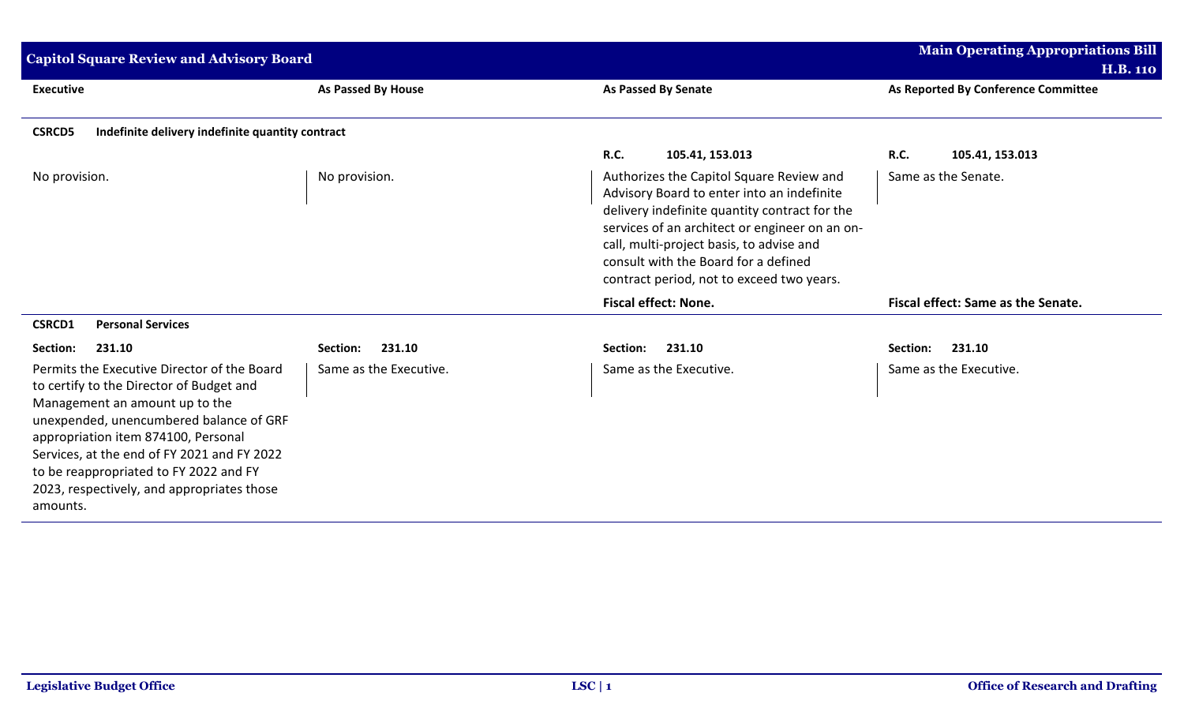## Capitol Square Review and Advisory Board

**Main Operating Appropriations Bill H.B. 110**

| Executive | As Passed By House | As Passed By Senate | As Reported By Conference Committee |
|---|---|---|---|
| **CSRCD5 Indefinite delivery indefinite quantity contract** | | | |
| | | **R.C.** 105.41, 153.013 | **R.C.** 105.41, 153.013 |
| No provision. | No provision. | Authorizes the Capitol Square Review and Advisory Board to enter into an indefinite delivery indefinite quantity contract for the services of an architect or engineer on an on-call, multi-project basis, to advise and consult with the Board for a defined contract period, not to exceed two years. | Same as the Senate. |
| | | **Fiscal effect: None.** | **Fiscal effect: Same as the Senate.** |
| **CSRCD1 Personal Services** | | | |
| **Section:** 231.10 | **Section:** 231.10 | **Section:** 231.10 | **Section:** 231.10 |
| Permits the Executive Director of the Board to certify to the Director of Budget and Management an amount up to the unexpended, unencumbered balance of GRF appropriation item 874100, Personal Services, at the end of FY 2021 and FY 2022 to be reappropriated to FY 2022 and FY 2023, respectively, and appropriates those amounts. | Same as the Executive. | Same as the Executive. | Same as the Executive. |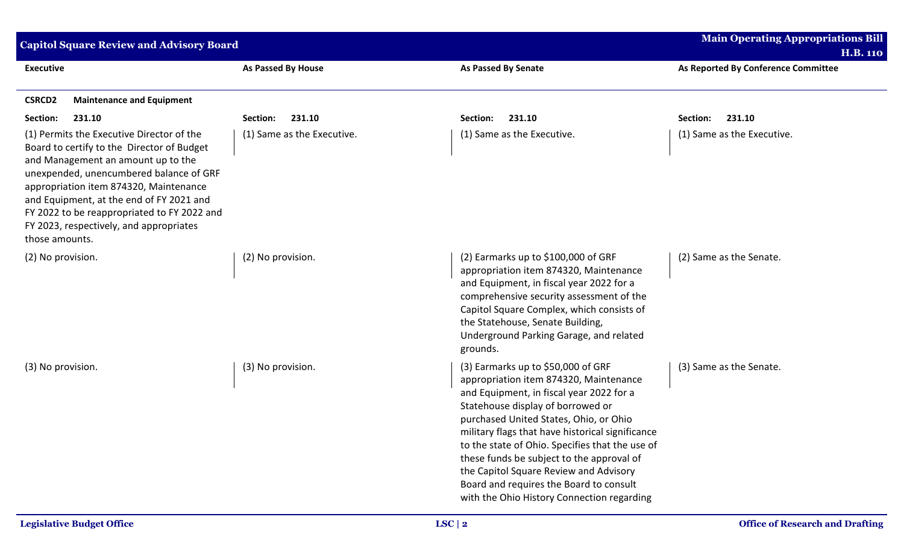| Executive | As Passed By House | As Passed By Senate | As Reported By Conference Committee |
|---|---|---|---|
| **CSRCD2 Maintenance and Equipment** | | | |
| **Section: 231.10** | **Section: 231.10** | **Section: 231.10** | **Section: 231.10** |
| (1) Permits the Executive Director of the Board to certify to the Director of Budget and Management an amount up to the unexpended, unencumbered balance of GRF appropriation item 874320, Maintenance and Equipment, at the end of FY 2021 and FY 2022 to be reappropriated to FY 2022 and FY 2023, respectively, and appropriates those amounts. | (1) Same as the Executive. | (1) Same as the Executive. | (1) Same as the Executive. |
| (2) No provision. | (2) No provision. | (2) Earmarks up to $100,000 of GRF appropriation item 874320, Maintenance and Equipment, in fiscal year 2022 for a comprehensive security assessment of the Capitol Square Complex, which consists of the Statehouse, Senate Building, Underground Parking Garage, and related grounds. | (2) Same as the Senate. |
| (3) No provision. | (3) No provision. | (3) Earmarks up to $50,000 of GRF appropriation item 874320, Maintenance and Equipment, in fiscal year 2022 for a Statehouse display of borrowed or purchased United States, Ohio, or Ohio military flags that have historical significance to the state of Ohio. Specifies that the use of these funds be subject to the approval of the Capitol Square Review and Advisory Board and requires the Board to consult with the Ohio History Connection regarding | (3) Same as the Senate. |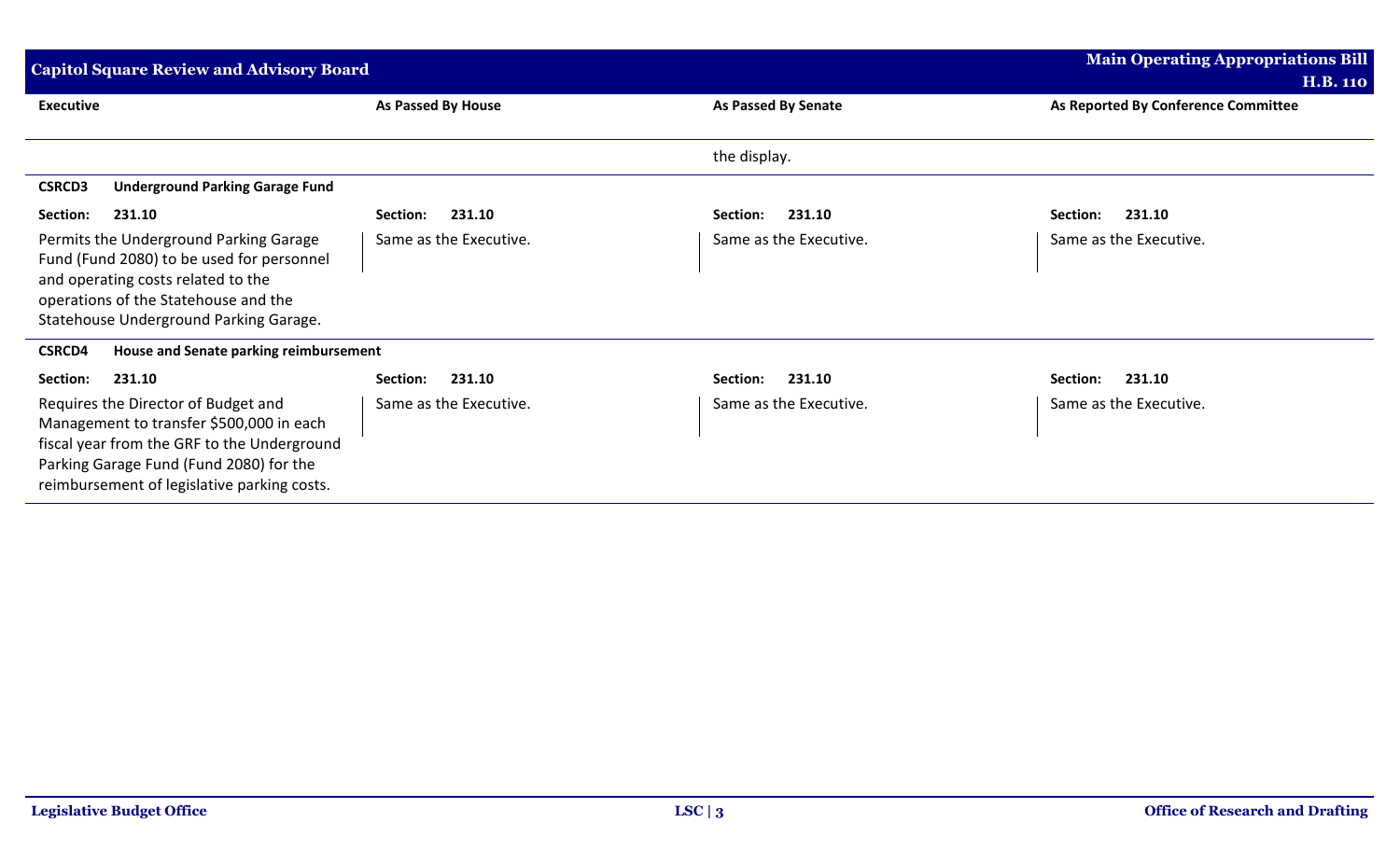| Executive | As Passed By House | As Passed By Senate | As Reported By Conference Committee |
|---|---|---|---|
| | | the display. | |
| **CSRCD3 Underground Parking Garage Fund** | | | |
| **Section: 231.10** | **Section: 231.10** | **Section: 231.10** | **Section: 231.10** |
| Permits the Underground Parking Garage Fund (Fund 2080) to be used for personnel and operating costs related to the operations of the Statehouse and the Statehouse Underground Parking Garage. | Same as the Executive. | Same as the Executive. | Same as the Executive. |
| **CSRCD4 House and Senate parking reimbursement** | | | |
| **Section: 231.10** | **Section: 231.10** | **Section: 231.10** | **Section: 231.10** |
| Requires the Director of Budget and Management to transfer $500,000 in each fiscal year from the GRF to the Underground Parking Garage Fund (Fund 2080) for the reimbursement of legislative parking costs. | Same as the Executive. | Same as the Executive. | Same as the Executive. |